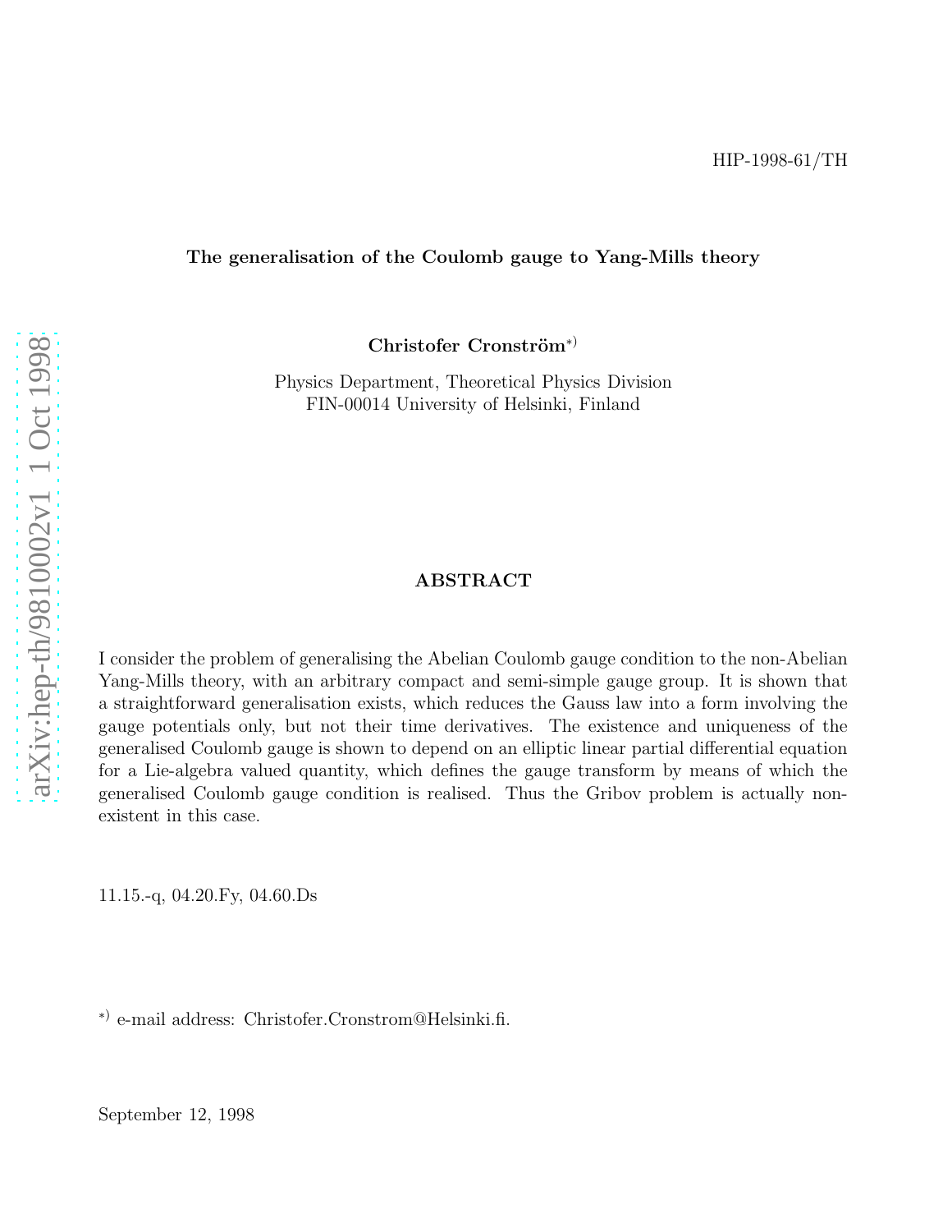HIP-1998-61/TH

# The generalisation of the Coulomb gauge to Yang-Mills theory

**Christofer Cronström**[*]

Physics Department, Theoretical Physics Division
FIN-00014 University of Helsinki, Finland

## ABSTRACT

I consider the problem of generalising the Abelian Coulomb gauge condition to the non-Abelian Yang-Mills theory, with an arbitrary compact and semi-simple gauge group. It is shown that a straightforward generalisation exists, which reduces the Gauss law into a form involving the gauge potentials only, but not their time derivatives. The existence and uniqueness of the generalised Coulomb gauge is shown to depend on an elliptic linear partial differential equation for a Lie-algebra valued quantity, which defines the gauge transform by means of which the generalised Coulomb gauge condition is realised. Thus the Gribov problem is actually non-existent in this case.

11.15.-q, 04.20.Fy, 04.60.Ds

[*] e-mail address: Christofer.Cronstrom@Helsinki.fi.

September 12, 1998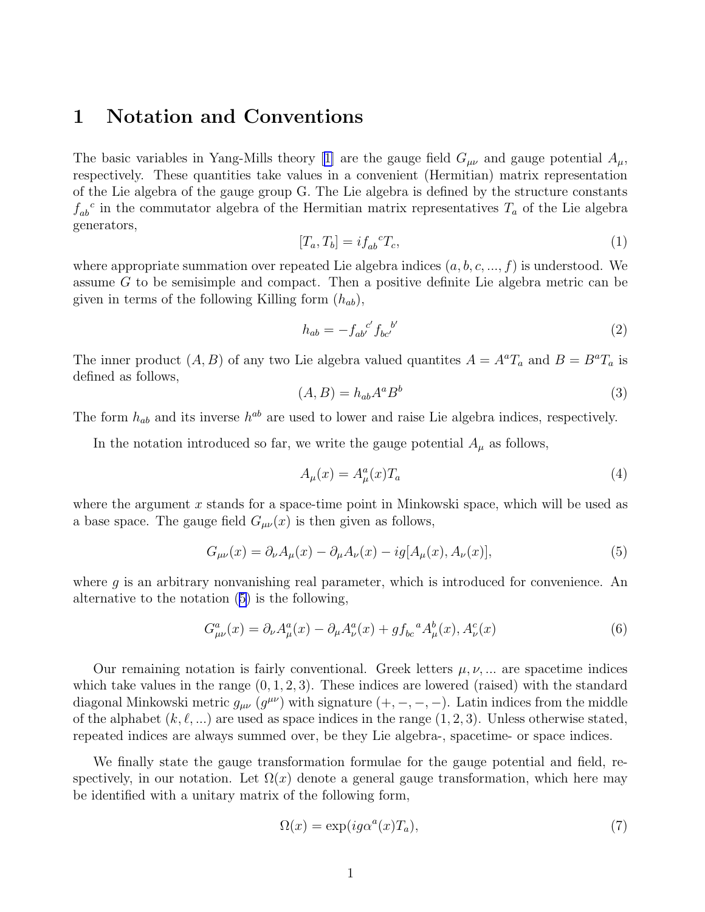# 1 Notation and Conventions

The basic variables in Yang-Mills theory [1] are the gauge field $G_{\mu\nu}$ and gauge potential $A_\mu$, respectively. These quantities take values in a convenient (Hermitian) matrix representation of the Lie algebra of the gauge group G. The Lie algebra is defined by the structure constants ${f_{ab}}^c$ in the commutator algebra of the Hermitian matrix representatives $T_a$ of the Lie algebra generators,

$$[T_a, T_b] = i{f_{ab}}^c T_c, \tag{1}$$

where appropriate summation over repeated Lie algebra indices $(a, b, c, ..., f)$ is understood. We assume $G$ to be semisimple and compact. Then a positive definite Lie algebra metric can be given in terms of the following Killing form $(h_{ab})$,

$$h_{ab} = -{f_{ab'}}^{c'} {f_{bc'}}^{b'} \tag{2}$$

The inner product $(A, B)$ of any two Lie algebra valued quantites $A = A^a T_a$ and $B = B^a T_a$ is defined as follows,

$$(A, B) = h_{ab} A^a B^b \tag{3}$$

The form $h_{ab}$ and its inverse $h^{ab}$ are used to lower and raise Lie algebra indices, respectively.

In the notation introduced so far, we write the gauge potential $A_\mu$ as follows,

$$A_\mu(x) = A_\mu^a(x) T_a \tag{4}$$

where the argument $x$ stands for a space-time point in Minkowski space, which will be used as a base space. The gauge field $G_{\mu\nu}(x)$ is then given as follows,

$$G_{\mu\nu}(x) = \partial_\nu A_\mu(x) - \partial_\mu A_\nu(x) - ig[A_\mu(x), A_\nu(x)], \tag{5}$$

where $g$ is an arbitrary nonvanishing real parameter, which is introduced for convenience. An alternative to the notation (5) is the following,

$$G^a_{\mu\nu}(x) = \partial_\nu A^a_\mu(x) - \partial_\mu A^a_\nu(x) + g{f_{bc}}^a A^b_\mu(x), A^c_\nu(x) \tag{6}$$

Our remaining notation is fairly conventional. Greek letters $\mu, \nu, ...$ are spacetime indices which take values in the range $(0, 1, 2, 3)$. These indices are lowered (raised) with the standard diagonal Minkowski metric $g_{\mu\nu}$ $(g^{\mu\nu})$ with signature $(+, -, -, -)$. Latin indices from the middle of the alphabet $(k, \ell, ...)$ are used as space indices in the range $(1, 2, 3)$. Unless otherwise stated, repeated indices are always summed over, be they Lie algebra-, spacetime- or space indices.

We finally state the gauge transformation formulae for the gauge potential and field, respectively, in our notation. Let $\Omega(x)$ denote a general gauge transformation, which here may be identified with a unitary matrix of the following form,

$$\Omega(x) = \exp(ig\alpha^a(x) T_a), \tag{7}$$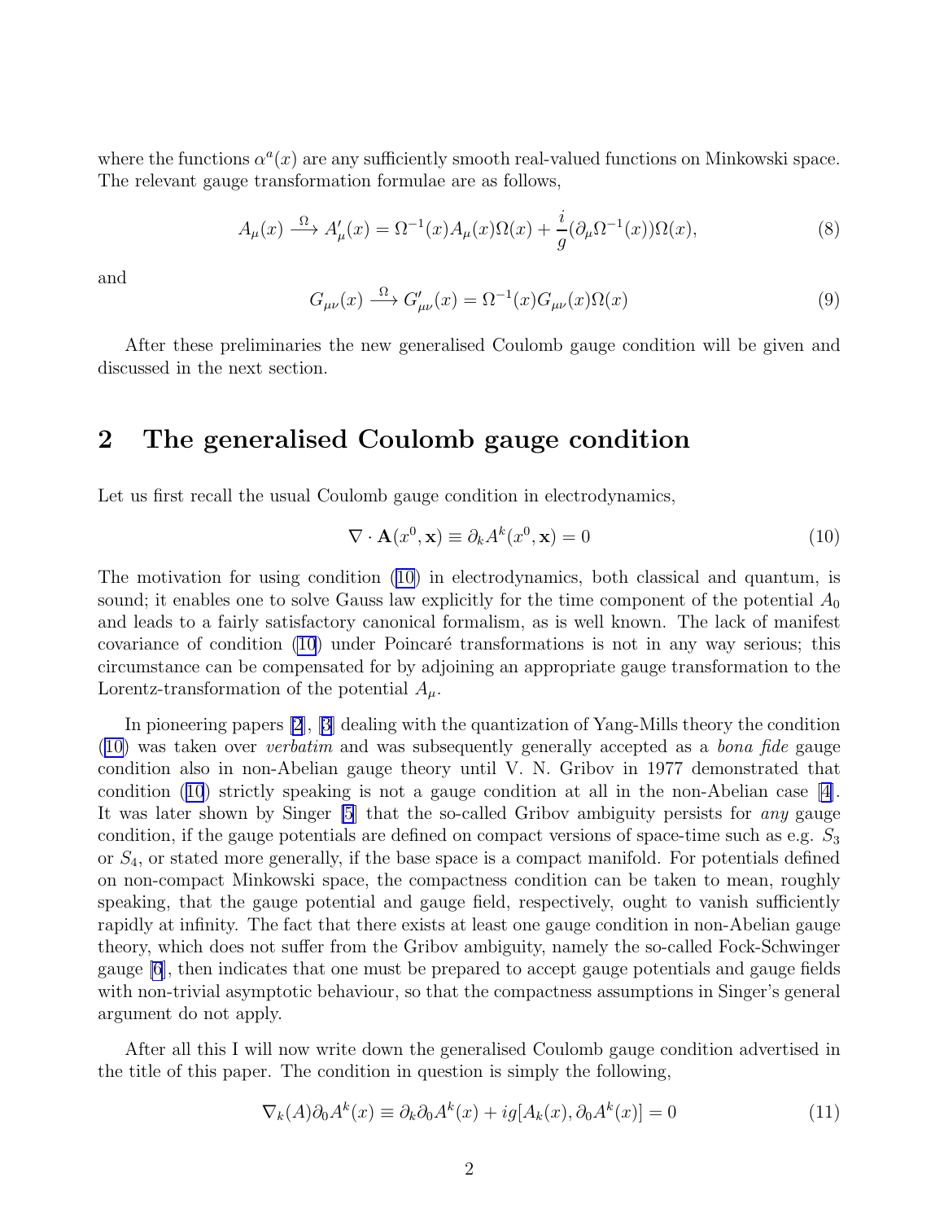where the functions $\alpha^a(x)$ are any sufficiently smooth real-valued functions on Minkowski space. The relevant gauge transformation formulae are as follows,

$$A_\mu(x) \xrightarrow{\Omega} A'_\mu(x) = \Omega^{-1}(x)A_\mu(x)\Omega(x) + \frac{i}{g}(\partial_\mu\Omega^{-1}(x))\Omega(x), \tag{8}$$

and

$$G_{\mu\nu}(x) \xrightarrow{\Omega} G'_{\mu\nu}(x) = \Omega^{-1}(x)G_{\mu\nu}(x)\Omega(x) \tag{9}$$

After these preliminaries the new generalised Coulomb gauge condition will be given and discussed in the next section.

## 2 The generalised Coulomb gauge condition

Let us first recall the usual Coulomb gauge condition in electrodynamics,

$$\nabla \cdot \mathbf{A}(x^0, \mathbf{x}) \equiv \partial_k A^k(x^0, \mathbf{x}) = 0 \tag{10}$$

The motivation for using condition (10) in electrodynamics, both classical and quantum, is sound; it enables one to solve Gauss law explicitly for the time component of the potential $A_0$ and leads to a fairly satisfactory canonical formalism, as is well known. The lack of manifest covariance of condition (10) under Poincaré transformations is not in any way serious; this circumstance can be compensated for by adjoining an appropriate gauge transformation to the Lorentz-transformation of the potential $A_\mu$.

In pioneering papers [2], [3] dealing with the quantization of Yang-Mills theory the condition (10) was taken over *verbatim* and was subsequently generally accepted as a *bona fide* gauge condition also in non-Abelian gauge theory until V. N. Gribov in 1977 demonstrated that condition (10) strictly speaking is not a gauge condition at all in the non-Abelian case [4]. It was later shown by Singer [5] that the so-called Gribov ambiguity persists for *any* gauge condition, if the gauge potentials are defined on compact versions of space-time such as e.g. $S_3$ or $S_4$, or stated more generally, if the base space is a compact manifold. For potentials defined on non-compact Minkowski space, the compactness condition can be taken to mean, roughly speaking, that the gauge potential and gauge field, respectively, ought to vanish sufficiently rapidly at infinity. The fact that there exists at least one gauge condition in non-Abelian gauge theory, which does not suffer from the Gribov ambiguity, namely the so-called Fock-Schwinger gauge [6], then indicates that one must be prepared to accept gauge potentials and gauge fields with non-trivial asymptotic behaviour, so that the compactness assumptions in Singer's general argument do not apply.

After all this I will now write down the generalised Coulomb gauge condition advertised in the title of this paper. The condition in question is simply the following,

$$\nabla_k(A)\partial_0 A^k(x) \equiv \partial_k\partial_0 A^k(x) + ig[A_k(x), \partial_0 A^k(x)] = 0 \tag{11}$$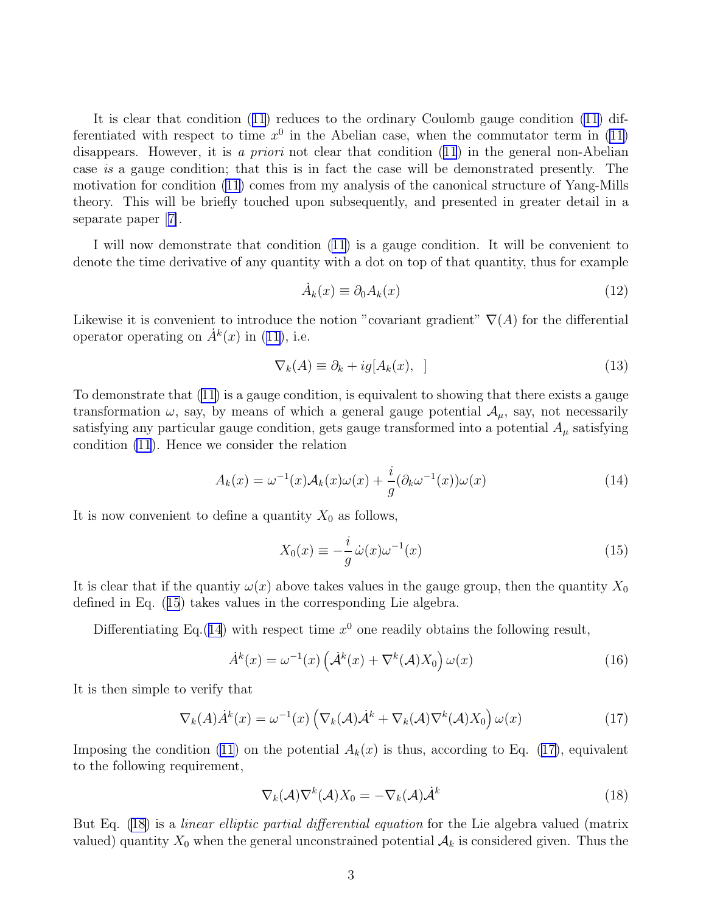It is clear that condition (11) reduces to the ordinary Coulomb gauge condition (11) differentiated with respect to time $x^0$ in the Abelian case, when the commutator term in (11) disappears. However, it is *a priori* not clear that condition (11) in the general non-Abelian case *is* a gauge condition; that this is in fact the case will be demonstrated presently. The motivation for condition (11) comes from my analysis of the canonical structure of Yang-Mills theory. This will be briefly touched upon subsequently, and presented in greater detail in a separate paper [7].

I will now demonstrate that condition (11) is a gauge condition. It will be convenient to denote the time derivative of any quantity with a dot on top of that quantity, thus for example

$$\dot{A}_k(x) \equiv \partial_0 A_k(x) \tag{12}$$

Likewise it is convenient to introduce the notion "covariant gradient" $\nabla(A)$ for the differential operator operating on $\dot{A}^k(x)$ in (11), i.e.

$$\nabla_k(A) \equiv \partial_k + ig[A_k(x), \ \ ] \tag{13}$$

To demonstrate that (11) is a gauge condition, is equivalent to showing that there exists a gauge transformation $\omega$, say, by means of which a general gauge potential $\mathcal{A}_\mu$, say, not necessarily satisfying any particular gauge condition, gets gauge transformed into a potential $A_\mu$ satisfying condition (11). Hence we consider the relation

$$A_k(x) = \omega^{-1}(x)\mathcal{A}_k(x)\omega(x) + \frac{i}{g}(\partial_k \omega^{-1}(x))\omega(x) \tag{14}$$

It is now convenient to define a quantity $X_0$ as follows,

$$X_0(x) \equiv -\frac{i}{g}\,\dot{\omega}(x)\omega^{-1}(x) \tag{15}$$

It is clear that if the quantiy $\omega(x)$ above takes values in the gauge group, then the quantity $X_0$ defined in Eq. (15) takes values in the corresponding Lie algebra.

Differentiating Eq.(14) with respect time $x^0$ one readily obtains the following result,

$$\dot{A}^k(x) = \omega^{-1}(x)\left(\dot{\mathcal{A}}^k(x) + \nabla^k(\mathcal{A})X_0\right)\omega(x) \tag{16}$$

It is then simple to verify that

$$\nabla_k(A)\dot{A}^k(x) = \omega^{-1}(x)\left(\nabla_k(\mathcal{A})\dot{\mathcal{A}}^k + \nabla_k(\mathcal{A})\nabla^k(\mathcal{A})X_0\right)\omega(x) \tag{17}$$

Imposing the condition (11) on the potential $A_k(x)$ is thus, according to Eq. (17), equivalent to the following requirement,

$$\nabla_k(\mathcal{A})\nabla^k(\mathcal{A})X_0 = -\nabla_k(\mathcal{A})\dot{\mathcal{A}}^k \tag{18}$$

But Eq. (18) is a *linear elliptic partial differential equation* for the Lie algebra valued (matrix valued) quantity $X_0$ when the general unconstrained potential $\mathcal{A}_k$ is considered given. Thus the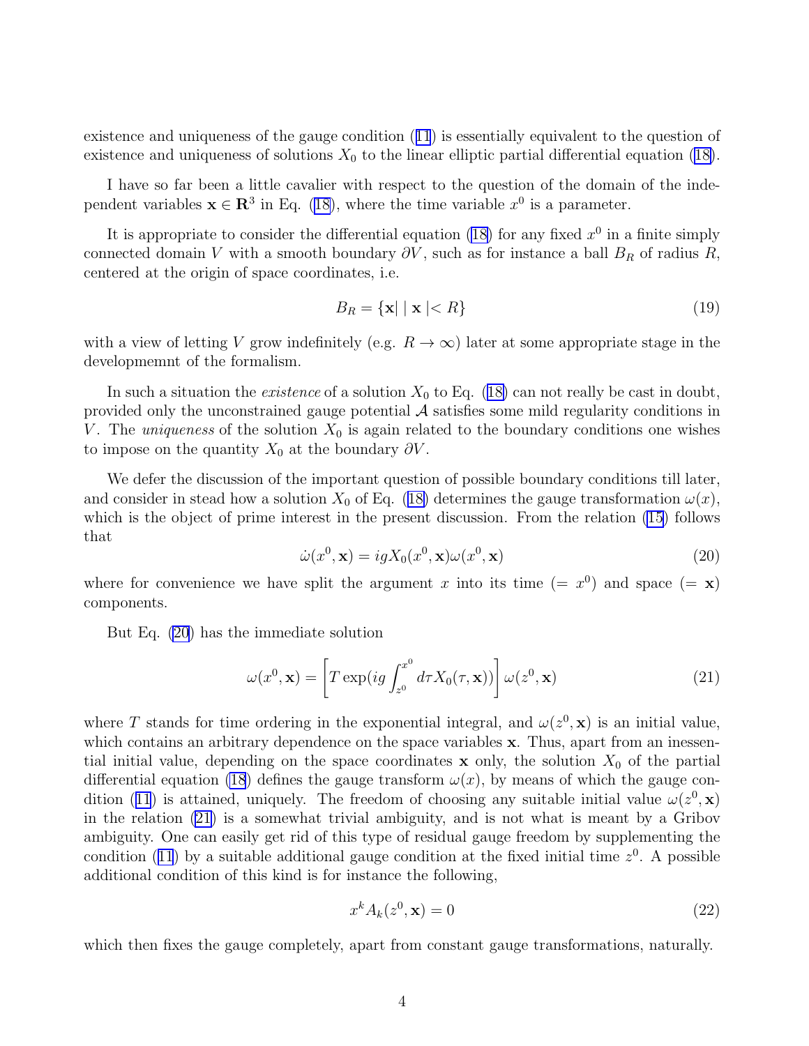existence and uniqueness of the gauge condition (11) is essentially equivalent to the question of existence and uniqueness of solutions $X_0$ to the linear elliptic partial differential equation (18).

I have so far been a little cavalier with respect to the question of the domain of the independent variables $\mathbf{x} \in \mathbf{R}^3$ in Eq. (18), where the time variable $x^0$ is a parameter.

It is appropriate to consider the differential equation (18) for any fixed $x^0$ in a finite simply connected domain $V$ with a smooth boundary $\partial V$, such as for instance a ball $B_R$ of radius $R$, centered at the origin of space coordinates, i.e.

$$B_R = \{\mathbf{x} | \mid \mathbf{x} \mid < R\} \tag{19}$$

with a view of letting $V$ grow indefinitely (e.g. $R \to \infty$) later at some appropriate stage in the developmemnt of the formalism.

In such a situation the *existence* of a solution $X_0$ to Eq. (18) can not really be cast in doubt, provided only the unconstrained gauge potential $\mathcal{A}$ satisfies some mild regularity conditions in $V$. The *uniqueness* of the solution $X_0$ is again related to the boundary conditions one wishes to impose on the quantity $X_0$ at the boundary $\partial V$.

We defer the discussion of the important question of possible boundary conditions till later, and consider in stead how a solution $X_0$ of Eq. (18) determines the gauge transformation $\omega(x)$, which is the object of prime interest in the present discussion. From the relation (15) follows that

$$\dot{\omega}(x^0, \mathbf{x}) = igX_0(x^0, \mathbf{x})\omega(x^0, \mathbf{x}) \tag{20}$$

where for convenience we have split the argument $x$ into its time ($= x^0$) and space ($= \mathbf{x}$) components.

But Eq. (20) has the immediate solution

$$\omega(x^0, \mathbf{x}) = \left[ T \exp(ig \int_{z^0}^{x^0} d\tau X_0(\tau, \mathbf{x})) \right] \omega(z^0, \mathbf{x}) \tag{21}$$

where $T$ stands for time ordering in the exponential integral, and $\omega(z^0, \mathbf{x})$ is an initial value, which contains an arbitrary dependence on the space variables $\mathbf{x}$. Thus, apart from an inessential initial value, depending on the space coordinates $\mathbf{x}$ only, the solution $X_0$ of the partial differential equation (18) defines the gauge transform $\omega(x)$, by means of which the gauge condition (11) is attained, uniquely. The freedom of choosing any suitable initial value $\omega(z^0, \mathbf{x})$ in the relation (21) is a somewhat trivial ambiguity, and is not what is meant by a Gribov ambiguity. One can easily get rid of this type of residual gauge freedom by supplementing the condition (11) by a suitable additional gauge condition at the fixed initial time $z^0$. A possible additional condition of this kind is for instance the following,

$$x^k A_k(z^0, \mathbf{x}) = 0 \tag{22}$$

which then fixes the gauge completely, apart from constant gauge transformations, naturally.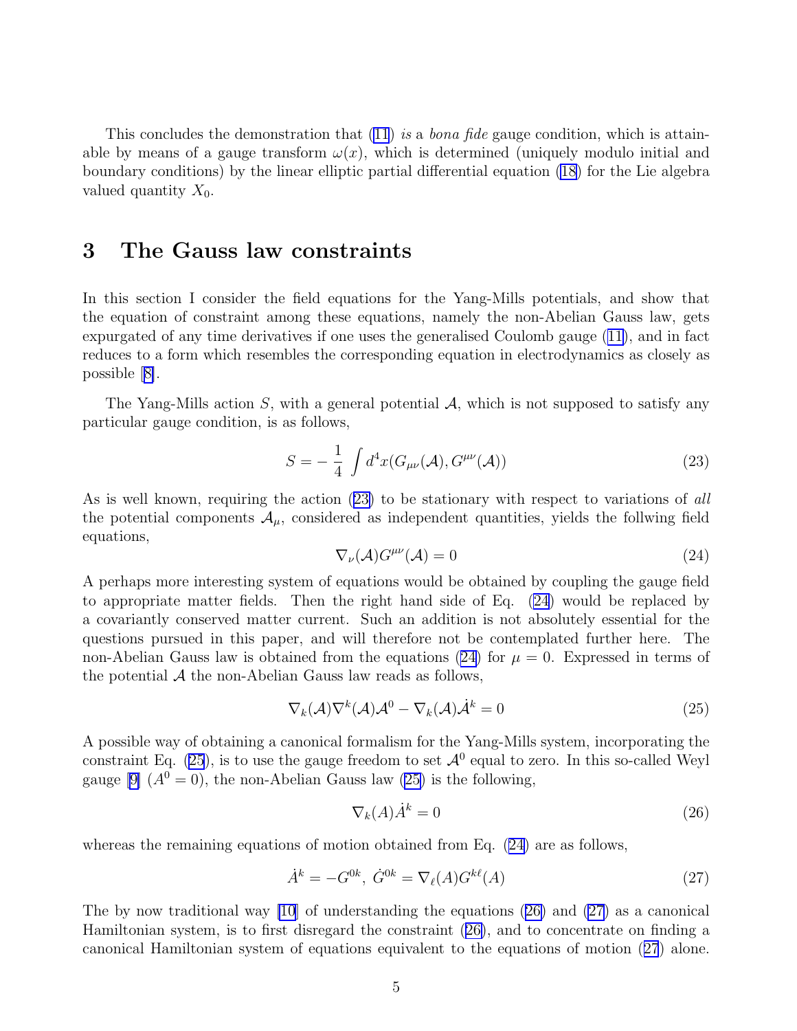This concludes the demonstration that (11) *is* a *bona fide* gauge condition, which is attainable by means of a gauge transform $\omega(x)$, which is determined (uniquely modulo initial and boundary conditions) by the linear elliptic partial differential equation (18) for the Lie algebra valued quantity $X_0$.

# 3 The Gauss law constraints

In this section I consider the field equations for the Yang-Mills potentials, and show that the equation of constraint among these equations, namely the non-Abelian Gauss law, gets expurgated of any time derivatives if one uses the generalised Coulomb gauge (11), and in fact reduces to a form which resembles the corresponding equation in electrodynamics as closely as possible [8].

The Yang-Mills action $S$, with a general potential $\mathcal{A}$, which is not supposed to satisfy any particular gauge condition, is as follows,

$$S = -\frac{1}{4} \int d^4x (G_{\mu\nu}(\mathcal{A}), G^{\mu\nu}(\mathcal{A})) \tag{23}$$

As is well known, requiring the action (23) to be stationary with respect to variations of *all* the potential components $\mathcal{A}_\mu$, considered as independent quantities, yields the follwing field equations,

$$\nabla_\nu(\mathcal{A})G^{\mu\nu}(\mathcal{A}) = 0 \tag{24}$$

A perhaps more interesting system of equations would be obtained by coupling the gauge field to appropriate matter fields. Then the right hand side of Eq. (24) would be replaced by a covariantly conserved matter current. Such an addition is not absolutely essential for the questions pursued in this paper, and will therefore not be contemplated further here. The non-Abelian Gauss law is obtained from the equations (24) for $\mu = 0$. Expressed in terms of the potential $\mathcal{A}$ the non-Abelian Gauss law reads as follows,

$$\nabla_k(\mathcal{A})\nabla^k(\mathcal{A})\mathcal{A}^0 - \nabla_k(\mathcal{A})\dot{\mathcal{A}}^k = 0 \tag{25}$$

A possible way of obtaining a canonical formalism for the Yang-Mills system, incorporating the constraint Eq. (25), is to use the gauge freedom to set $\mathcal{A}^0$ equal to zero. In this so-called Weyl gauge [9] ($A^0 = 0$), the non-Abelian Gauss law (25) is the following,

$$\nabla_k(A)\dot{A}^k = 0 \tag{26}$$

whereas the remaining equations of motion obtained from Eq. (24) are as follows,

$$\dot{A}^k = -G^{0k},\ \dot{G}^{0k} = \nabla_\ell(A)G^{k\ell}(A) \tag{27}$$

The by now traditional way [10] of understanding the equations (26) and (27) as a canonical Hamiltonian system, is to first disregard the constraint (26), and to concentrate on finding a canonical Hamiltonian system of equations equivalent to the equations of motion (27) alone.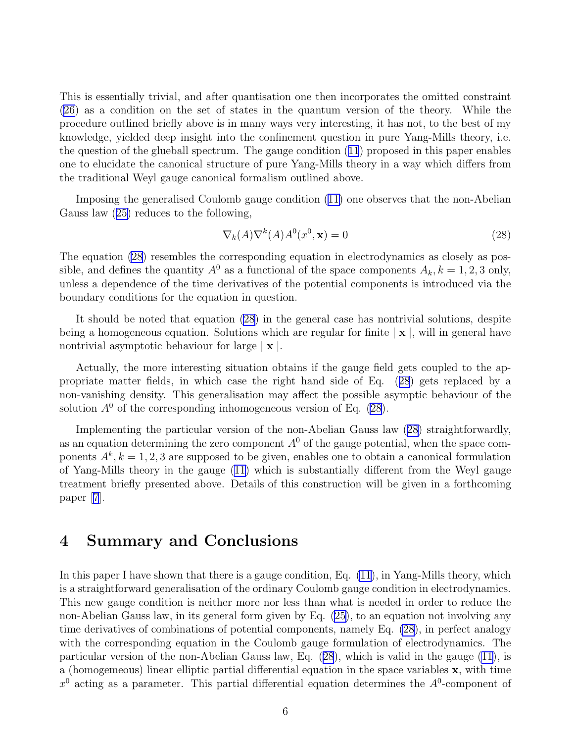This is essentially trivial, and after quantisation one then incorporates the omitted constraint (26) as a condition on the set of states in the quantum version of the theory. While the procedure outlined briefly above is in many ways very interesting, it has not, to the best of my knowledge, yielded deep insight into the confinement question in pure Yang-Mills theory, i.e. the question of the glueball spectrum. The gauge condition (11) proposed in this paper enables one to elucidate the canonical structure of pure Yang-Mills theory in a way which differs from the traditional Weyl gauge canonical formalism outlined above.

Imposing the generalised Coulomb gauge condition (11) one observes that the non-Abelian Gauss law (25) reduces to the following,

$$\nabla_k(A)\nabla^k(A)A^0(x^0, \mathbf{x}) = 0 \tag{28}$$

The equation (28) resembles the corresponding equation in electrodynamics as closely as possible, and defines the quantity $A^0$ as a functional of the space components $A_k, k = 1, 2, 3$ only, unless a dependence of the time derivatives of the potential components is introduced via the boundary conditions for the equation in question.

It should be noted that equation (28) in the general case has nontrivial solutions, despite being a homogeneous equation. Solutions which are regular for finite $| \mathbf{x} |$, will in general have nontrivial asymptotic behaviour for large $| \mathbf{x} |$.

Actually, the more interesting situation obtains if the gauge field gets coupled to the appropriate matter fields, in which case the right hand side of Eq. (28) gets replaced by a non-vanishing density. This generalisation may affect the possible asympstic behaviour of the solution $A^0$ of the corresponding inhomogeneous version of Eq. (28).

Implementing the particular version of the non-Abelian Gauss law (28) straightforwardly, as an equation determining the zero component $A^0$ of the gauge potential, when the space components $A^k, k = 1, 2, 3$ are supposed to be given, enables one to obtain a canonical formulation of Yang-Mills theory in the gauge (11) which is substantially different from the Weyl gauge treatment briefly presented above. Details of this construction will be given in a forthcoming paper [7].

## 4 Summary and Conclusions

In this paper I have shown that there is a gauge condition, Eq. (11), in Yang-Mills theory, which is a straightforward generalisation of the ordinary Coulomb gauge condition in electrodynamics. This new gauge condition is neither more nor less than what is needed in order to reduce the non-Abelian Gauss law, in its general form given by Eq. (25), to an equation not involving any time derivatives of combinations of potential components, namely Eq. (28), in perfect analogy with the corresponding equation in the Coulomb gauge formulation of electrodynamics. The particular version of the non-Abelian Gauss law, Eq. (28), which is valid in the gauge (11), is a (homogemeous) linear elliptic partial differential equation in the space variables $\mathbf{x}$, with time $x^0$ acting as a parameter. This partial differential equation determines the $A^0$-component of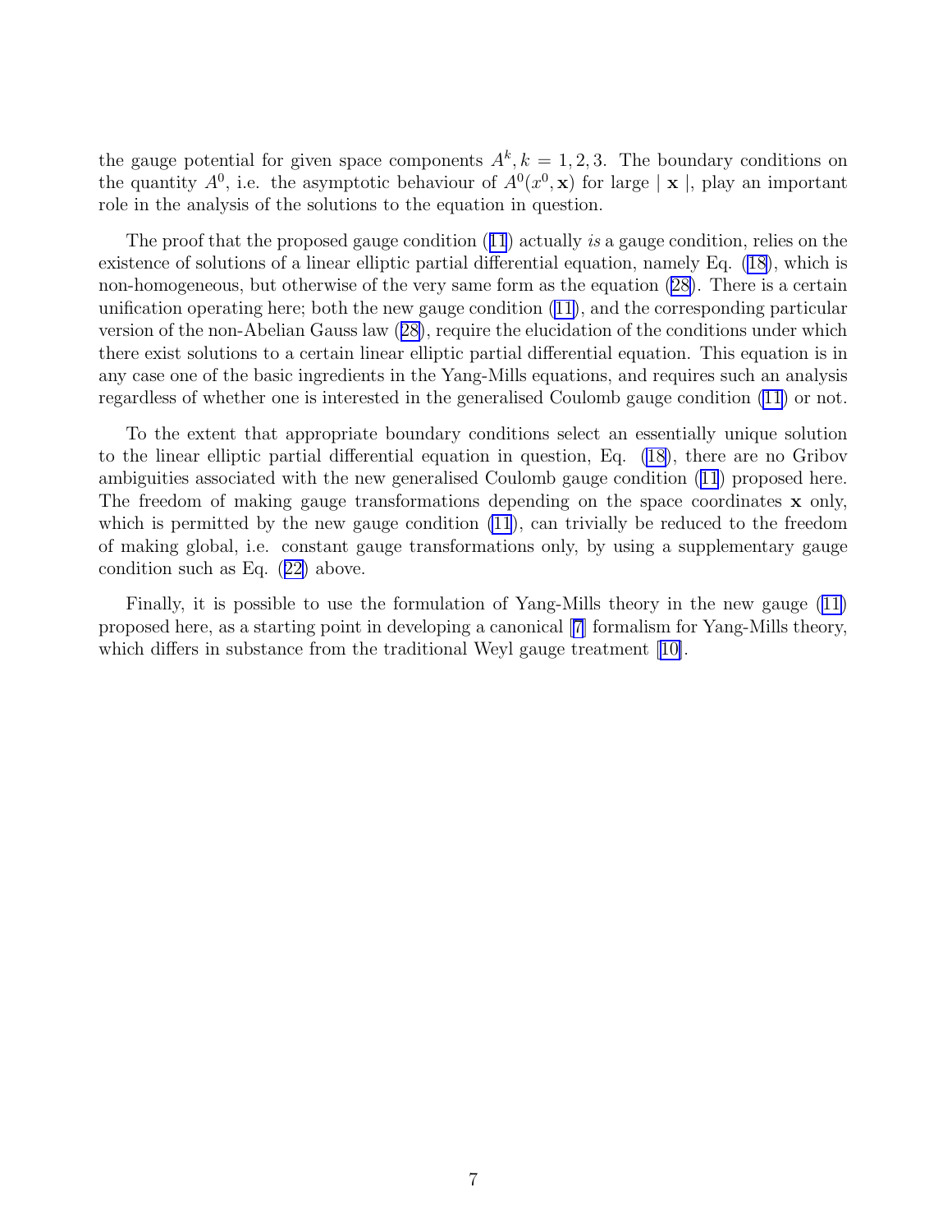the gauge potential for given space components $A^k, k = 1, 2, 3$. The boundary conditions on the quantity $A^0$, i.e. the asymptotic behaviour of $A^0(x^0, \mathbf{x})$ for large $| \mathbf{x} |$, play an important role in the analysis of the solutions to the equation in question.

The proof that the proposed gauge condition (11) actually *is* a gauge condition, relies on the existence of solutions of a linear elliptic partial differential equation, namely Eq. (18), which is non-homogeneous, but otherwise of the very same form as the equation (28). There is a certain unification operating here; both the new gauge condition (11), and the corresponding particular version of the non-Abelian Gauss law (28), require the elucidation of the conditions under which there exist solutions to a certain linear elliptic partial differential equation. This equation is in any case one of the basic ingredients in the Yang-Mills equations, and requires such an analysis regardless of whether one is interested in the generalised Coulomb gauge condition (11) or not.

To the extent that appropriate boundary conditions select an essentially unique solution to the linear elliptic partial differential equation in question, Eq. (18), there are no Gribov ambiguities associated with the new generalised Coulomb gauge condition (11) proposed here. The freedom of making gauge transformations depending on the space coordinates $\mathbf{x}$ only, which is permitted by the new gauge condition (11), can trivially be reduced to the freedom of making global, i.e. constant gauge transformations only, by using a supplementary gauge condition such as Eq. (22) above.

Finally, it is possible to use the formulation of Yang-Mills theory in the new gauge (11) proposed here, as a starting point in developing a canonical [7] formalism for Yang-Mills theory, which differs in substance from the traditional Weyl gauge treatment [10].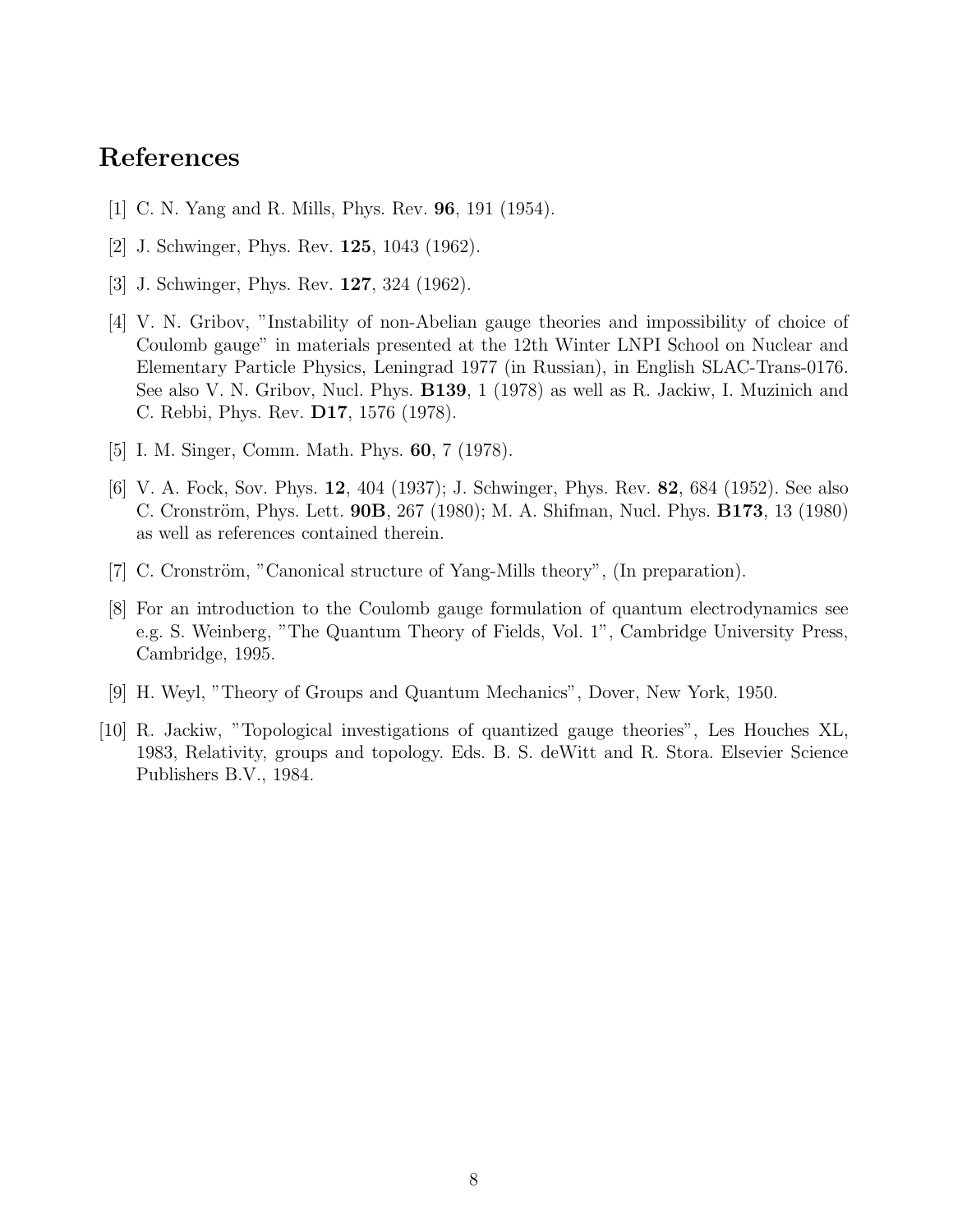# References

[1] C. N. Yang and R. Mills, Phys. Rev. **96**, 191 (1954).

[2] J. Schwinger, Phys. Rev. **125**, 1043 (1962).

[3] J. Schwinger, Phys. Rev. **127**, 324 (1962).

[4] V. N. Gribov, "Instability of non-Abelian gauge theories and impossibility of choice of Coulomb gauge" in materials presented at the 12th Winter LNPI School on Nuclear and Elementary Particle Physics, Leningrad 1977 (in Russian), in English SLAC-Trans-0176. See also V. N. Gribov, Nucl. Phys. **B139**, 1 (1978) as well as R. Jackiw, I. Muzinich and C. Rebbi, Phys. Rev. **D17**, 1576 (1978).

[5] I. M. Singer, Comm. Math. Phys. **60**, 7 (1978).

[6] V. A. Fock, Sov. Phys. **12**, 404 (1937); J. Schwinger, Phys. Rev. **82**, 684 (1952). See also C. Cronström, Phys. Lett. **90B**, 267 (1980); M. A. Shifman, Nucl. Phys. **B173**, 13 (1980) as well as references contained therein.

[7] C. Cronström, "Canonical structure of Yang-Mills theory", (In preparation).

[8] For an introduction to the Coulomb gauge formulation of quantum electrodynamics see e.g. S. Weinberg, "The Quantum Theory of Fields, Vol. 1", Cambridge University Press, Cambridge, 1995.

[9] H. Weyl, "Theory of Groups and Quantum Mechanics", Dover, New York, 1950.

[10] R. Jackiw, "Topological investigations of quantized gauge theories", Les Houches XL, 1983, Relativity, groups and topology. Eds. B. S. deWitt and R. Stora. Elsevier Science Publishers B.V., 1984.